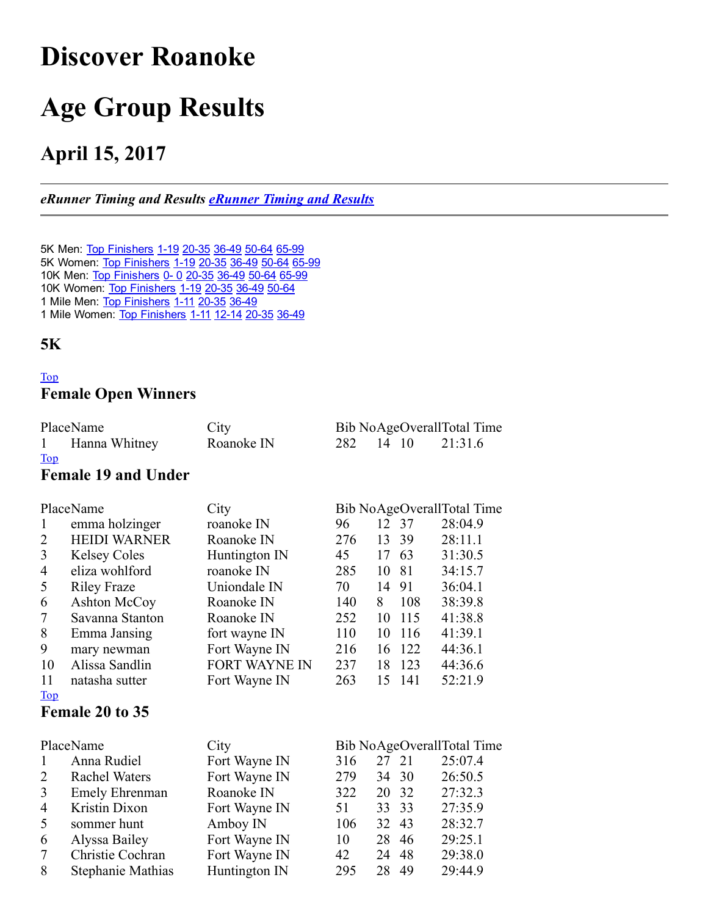# Discover Roanoke

# Age Group Results

## April 15, 2017

---

***eRunner Timing and Results*** [***eRunner Timing and Results***]()

---

5K Men: [Top Finishers]() [1-19]() [20-35]() [36-49]() [50-64]() [65-99]()
5K Women: [Top Finishers]() [1-19]() [20-35]() [36-49]() [50-64]() [65-99]()
10K Men: [Top Finishers]() [0- 0]() [20-35]() [36-49]() [50-64]() [65-99]()
10K Women: [Top Finishers]() [1-19]() [20-35]() [36-49]() [50-64]()
1 Mile Men: [Top Finishers]() [1-11]() [20-35]() [36-49]()
1 Mile Women: [Top Finishers]() [1-11]() [12-14]() [20-35]() [36-49]()

### 5K

[Top]()

### Female Open Winners

| Place | Name | City | Bib No | Age | Overall | Total Time |
|---|---|---|---|---|---|---|
| 1 | Hanna Whitney | Roanoke IN | 282 | 14 | 10 | 21:31.6 |

[Top]()

### Female 19 and Under

| Place | Name | City | Bib No | Age | Overall | Total Time |
|---|---|---|---|---|---|---|
| 1 | emma holzinger | roanoke IN | 96 | 12 | 37 | 28:04.9 |
| 2 | HEIDI WARNER | Roanoke IN | 276 | 13 | 39 | 28:11.1 |
| 3 | Kelsey Coles | Huntington IN | 45 | 17 | 63 | 31:30.5 |
| 4 | eliza wohlford | roanoke IN | 285 | 10 | 81 | 34:15.7 |
| 5 | Riley Fraze | Uniondale IN | 70 | 14 | 91 | 36:04.1 |
| 6 | Ashton McCoy | Roanoke IN | 140 | 8 | 108 | 38:39.8 |
| 7 | Savanna Stanton | Roanoke IN | 252 | 10 | 115 | 41:38.8 |
| 8 | Emma Jansing | fort wayne IN | 110 | 10 | 116 | 41:39.1 |
| 9 | mary newman | Fort Wayne IN | 216 | 16 | 122 | 44:36.1 |
| 10 | Alissa Sandlin | FORT WAYNE IN | 237 | 18 | 123 | 44:36.6 |
| 11 | natasha sutter | Fort Wayne IN | 263 | 15 | 141 | 52:21.9 |

[Top]()

### Female 20 to 35

| Place | Name | City | Bib No | Age | Overall | Total Time |
|---|---|---|---|---|---|---|
| 1 | Anna Rudiel | Fort Wayne IN | 316 | 27 | 21 | 25:07.4 |
| 2 | Rachel Waters | Fort Wayne IN | 279 | 34 | 30 | 26:50.5 |
| 3 | Emely Ehrenman | Roanoke IN | 322 | 20 | 32 | 27:32.3 |
| 4 | Kristin Dixon | Fort Wayne IN | 51 | 33 | 33 | 27:35.9 |
| 5 | sommer hunt | Amboy IN | 106 | 32 | 43 | 28:32.7 |
| 6 | Alyssa Bailey | Fort Wayne IN | 10 | 28 | 46 | 29:25.1 |
| 7 | Christie Cochran | Fort Wayne IN | 42 | 24 | 48 | 29:38.0 |
| 8 | Stephanie Mathias | Huntington IN | 295 | 28 | 49 | 29:44.9 |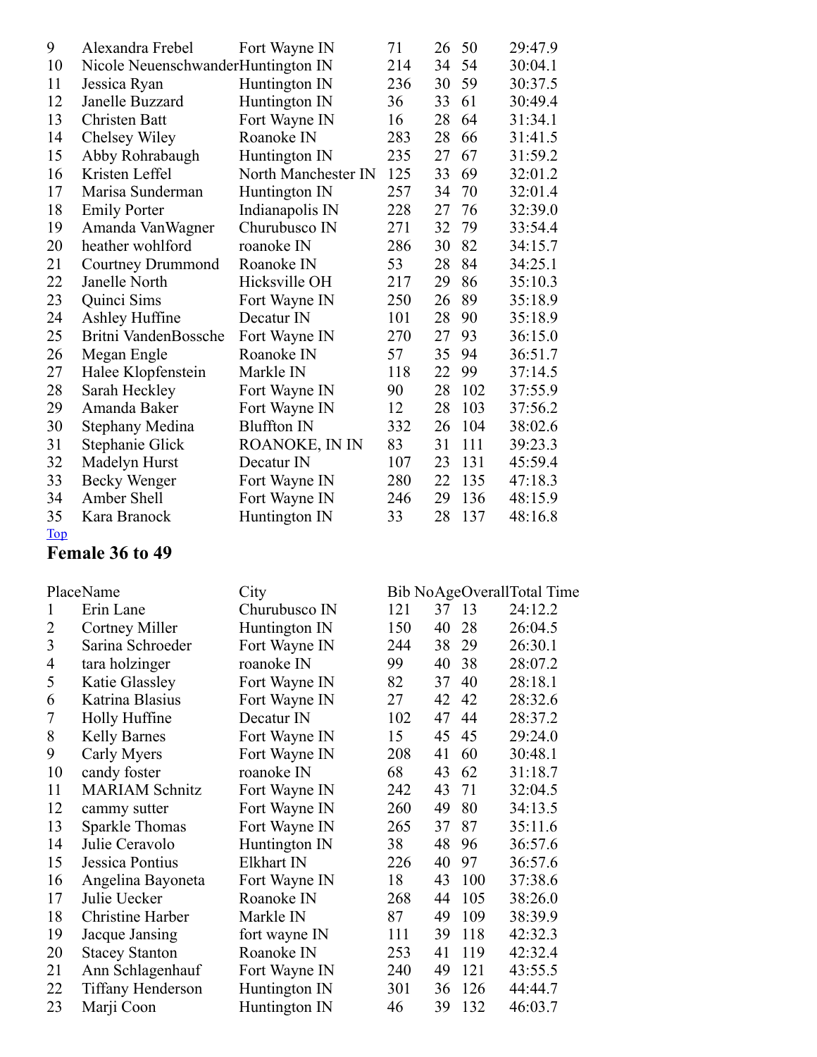| Place | Name | City | Bib No | Age | Overall | Total Time |
|---|---|---|---|---|---|---|
| 9 | Alexandra Frebel | Fort Wayne IN | 71 | 26 | 50 | 29:47.9 |
| 10 | Nicole Neuenschwander | Huntington IN | 214 | 34 | 54 | 30:04.1 |
| 11 | Jessica Ryan | Huntington IN | 236 | 30 | 59 | 30:37.5 |
| 12 | Janelle Buzzard | Huntington IN | 36 | 33 | 61 | 30:49.4 |
| 13 | Christen Batt | Fort Wayne IN | 16 | 28 | 64 | 31:34.1 |
| 14 | Chelsey Wiley | Roanoke IN | 283 | 28 | 66 | 31:41.5 |
| 15 | Abby Rohrabaugh | Huntington IN | 235 | 27 | 67 | 31:59.2 |
| 16 | Kristen Leffel | North Manchester IN | 125 | 33 | 69 | 32:01.2 |
| 17 | Marisa Sunderman | Huntington IN | 257 | 34 | 70 | 32:01.4 |
| 18 | Emily Porter | Indianapolis IN | 228 | 27 | 76 | 32:39.0 |
| 19 | Amanda VanWagner | Churubusco IN | 271 | 32 | 79 | 33:54.4 |
| 20 | heather wohlford | roanoke IN | 286 | 30 | 82 | 34:15.7 |
| 21 | Courtney Drummond | Roanoke IN | 53 | 28 | 84 | 34:25.1 |
| 22 | Janelle North | Hicksville OH | 217 | 29 | 86 | 35:10.3 |
| 23 | Quinci Sims | Fort Wayne IN | 250 | 26 | 89 | 35:18.9 |
| 24 | Ashley Huffine | Decatur IN | 101 | 28 | 90 | 35:18.9 |
| 25 | Britni VandenBossche | Fort Wayne IN | 270 | 27 | 93 | 36:15.0 |
| 26 | Megan Engle | Roanoke IN | 57 | 35 | 94 | 36:51.7 |
| 27 | Halee Klopfenstein | Markle IN | 118 | 22 | 99 | 37:14.5 |
| 28 | Sarah Heckley | Fort Wayne IN | 90 | 28 | 102 | 37:55.9 |
| 29 | Amanda Baker | Fort Wayne IN | 12 | 28 | 103 | 37:56.2 |
| 30 | Stephany Medina | Bluffton IN | 332 | 26 | 104 | 38:02.6 |
| 31 | Stephanie Glick | ROANOKE, IN IN | 83 | 31 | 111 | 39:23.3 |
| 32 | Madelyn Hurst | Decatur IN | 107 | 23 | 131 | 45:59.4 |
| 33 | Becky Wenger | Fort Wayne IN | 280 | 22 | 135 | 47:18.3 |
| 34 | Amber Shell | Fort Wayne IN | 246 | 29 | 136 | 48:15.9 |
| 35 | Kara Branock | Huntington IN | 33 | 28 | 137 | 48:16.8 |

Top

## Female 36 to 49

| Place | Name | City | Bib No | Age | Overall | Total Time |
|---|---|---|---|---|---|---|
| 1 | Erin Lane | Churubusco IN | 121 | 37 | 13 | 24:12.2 |
| 2 | Cortney Miller | Huntington IN | 150 | 40 | 28 | 26:04.5 |
| 3 | Sarina Schroeder | Fort Wayne IN | 244 | 38 | 29 | 26:30.1 |
| 4 | tara holzinger | roanoke IN | 99 | 40 | 38 | 28:07.2 |
| 5 | Katie Glassley | Fort Wayne IN | 82 | 37 | 40 | 28:18.1 |
| 6 | Katrina Blasius | Fort Wayne IN | 27 | 42 | 42 | 28:32.6 |
| 7 | Holly Huffine | Decatur IN | 102 | 47 | 44 | 28:37.2 |
| 8 | Kelly Barnes | Fort Wayne IN | 15 | 45 | 45 | 29:24.0 |
| 9 | Carly Myers | Fort Wayne IN | 208 | 41 | 60 | 30:48.1 |
| 10 | candy foster | roanoke IN | 68 | 43 | 62 | 31:18.7 |
| 11 | MARIAM Schnitz | Fort Wayne IN | 242 | 43 | 71 | 32:04.5 |
| 12 | cammy sutter | Fort Wayne IN | 260 | 49 | 80 | 34:13.5 |
| 13 | Sparkle Thomas | Fort Wayne IN | 265 | 37 | 87 | 35:11.6 |
| 14 | Julie Ceravolo | Huntington IN | 38 | 48 | 96 | 36:57.6 |
| 15 | Jessica Pontius | Elkhart IN | 226 | 40 | 97 | 36:57.6 |
| 16 | Angelina Bayoneta | Fort Wayne IN | 18 | 43 | 100 | 37:38.6 |
| 17 | Julie Uecker | Roanoke IN | 268 | 44 | 105 | 38:26.0 |
| 18 | Christine Harber | Markle IN | 87 | 49 | 109 | 38:39.9 |
| 19 | Jacque Jansing | fort wayne IN | 111 | 39 | 118 | 42:32.3 |
| 20 | Stacey Stanton | Roanoke IN | 253 | 41 | 119 | 42:32.4 |
| 21 | Ann Schlagenhauf | Fort Wayne IN | 240 | 49 | 121 | 43:55.5 |
| 22 | Tiffany Henderson | Huntington IN | 301 | 36 | 126 | 44:44.7 |
| 23 | Marji Coon | Huntington IN | 46 | 39 | 132 | 46:03.7 |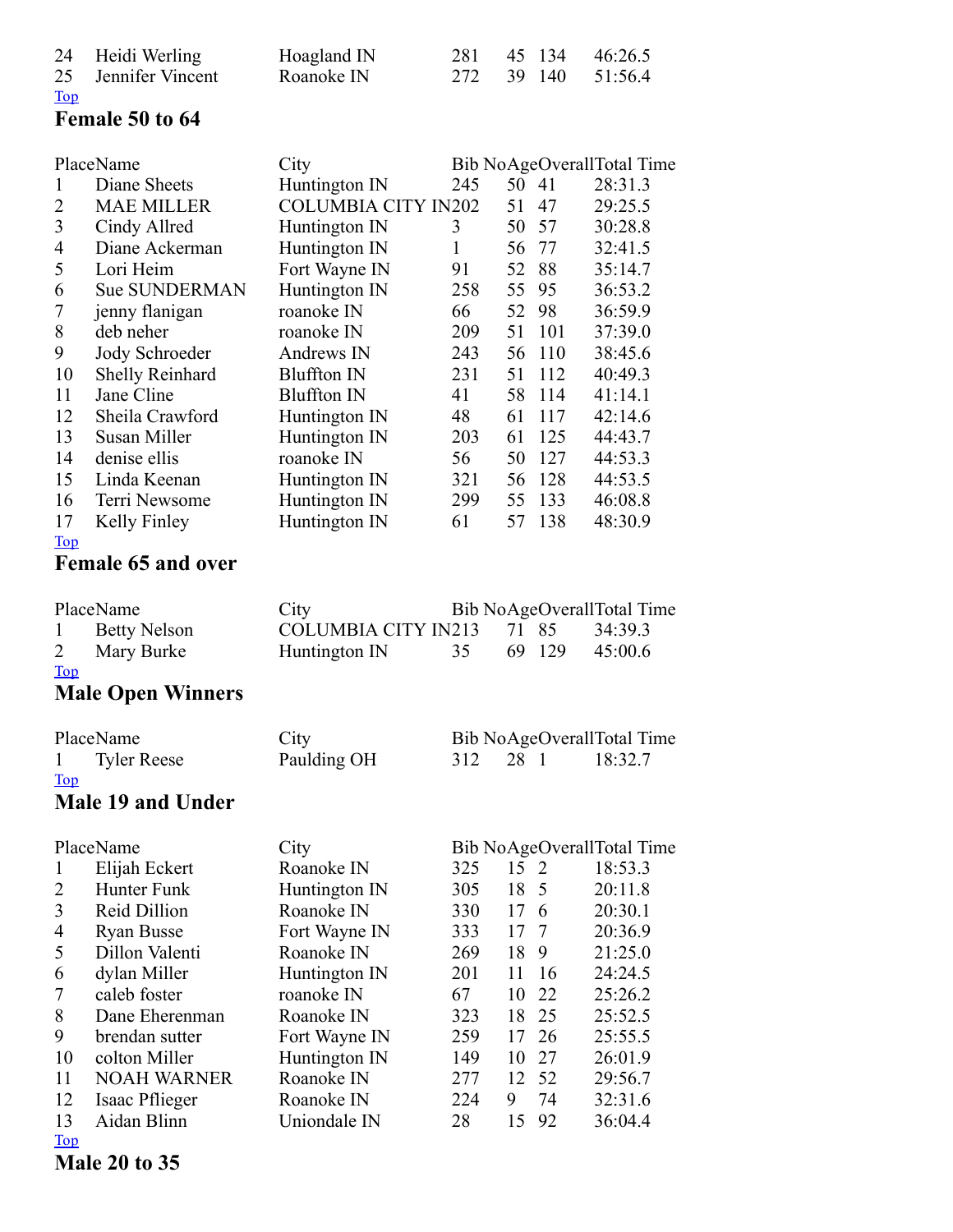| | | | | | | |
|---|---|---|---|---|---|---|
| 24 | Heidi Werling | Hoagland IN | 281 | 45 | 134 | 46:26.5 |
| 25 | Jennifer Vincent | Roanoke IN | 272 | 39 | 140 | 51:56.4 |

Top

## Female 50 to 64

| Place | Name | City | Bib No | Age | Overall | Total Time |
|---|---|---|---|---|---|---|
| 1 | Diane Sheets | Huntington IN | 245 | 50 | 41 | 28:31.3 |
| 2 | MAE MILLER | COLUMBIA CITY IN | 202 | 51 | 47 | 29:25.5 |
| 3 | Cindy Allred | Huntington IN | 3 | 50 | 57 | 30:28.8 |
| 4 | Diane Ackerman | Huntington IN | 1 | 56 | 77 | 32:41.5 |
| 5 | Lori Heim | Fort Wayne IN | 91 | 52 | 88 | 35:14.7 |
| 6 | Sue SUNDERMAN | Huntington IN | 258 | 55 | 95 | 36:53.2 |
| 7 | jenny flanigan | roanoke IN | 66 | 52 | 98 | 36:59.9 |
| 8 | deb neher | roanoke IN | 209 | 51 | 101 | 37:39.0 |
| 9 | Jody Schroeder | Andrews IN | 243 | 56 | 110 | 38:45.6 |
| 10 | Shelly Reinhard | Bluffton IN | 231 | 51 | 112 | 40:49.3 |
| 11 | Jane Cline | Bluffton IN | 41 | 58 | 114 | 41:14.1 |
| 12 | Sheila Crawford | Huntington IN | 48 | 61 | 117 | 42:14.6 |
| 13 | Susan Miller | Huntington IN | 203 | 61 | 125 | 44:43.7 |
| 14 | denise ellis | roanoke IN | 56 | 50 | 127 | 44:53.3 |
| 15 | Linda Keenan | Huntington IN | 321 | 56 | 128 | 44:53.5 |
| 16 | Terri Newsome | Huntington IN | 299 | 55 | 133 | 46:08.8 |
| 17 | Kelly Finley | Huntington IN | 61 | 57 | 138 | 48:30.9 |

Top

## Female 65 and over

| Place | Name | City | Bib No | Age | Overall | Total Time |
|---|---|---|---|---|---|---|
| 1 | Betty Nelson | COLUMBIA CITY IN | 213 | 71 | 85 | 34:39.3 |
| 2 | Mary Burke | Huntington IN | 35 | 69 | 129 | 45:00.6 |

Top

## Male Open Winners

| Place | Name | City | Bib No | Age | Overall | Total Time |
|---|---|---|---|---|---|---|
| 1 | Tyler Reese | Paulding OH | 312 | 28 | 1 | 18:32.7 |

Top

## Male 19 and Under

| Place | Name | City | Bib No | Age | Overall | Total Time |
|---|---|---|---|---|---|---|
| 1 | Elijah Eckert | Roanoke IN | 325 | 15 | 2 | 18:53.3 |
| 2 | Hunter Funk | Huntington IN | 305 | 18 | 5 | 20:11.8 |
| 3 | Reid Dillion | Roanoke IN | 330 | 17 | 6 | 20:30.1 |
| 4 | Ryan Busse | Fort Wayne IN | 333 | 17 | 7 | 20:36.9 |
| 5 | Dillon Valenti | Roanoke IN | 269 | 18 | 9 | 21:25.0 |
| 6 | dylan Miller | Huntington IN | 201 | 11 | 16 | 24:24.5 |
| 7 | caleb foster | roanoke IN | 67 | 10 | 22 | 25:26.2 |
| 8 | Dane Eherenman | Roanoke IN | 323 | 18 | 25 | 25:52.5 |
| 9 | brendan sutter | Fort Wayne IN | 259 | 17 | 26 | 25:55.5 |
| 10 | colton Miller | Huntington IN | 149 | 10 | 27 | 26:01.9 |
| 11 | NOAH WARNER | Roanoke IN | 277 | 12 | 52 | 29:56.7 |
| 12 | Isaac Pflieger | Roanoke IN | 224 | 9 | 74 | 32:31.6 |
| 13 | Aidan Blinn | Uniondale IN | 28 | 15 | 92 | 36:04.4 |

Top

## Male 20 to 35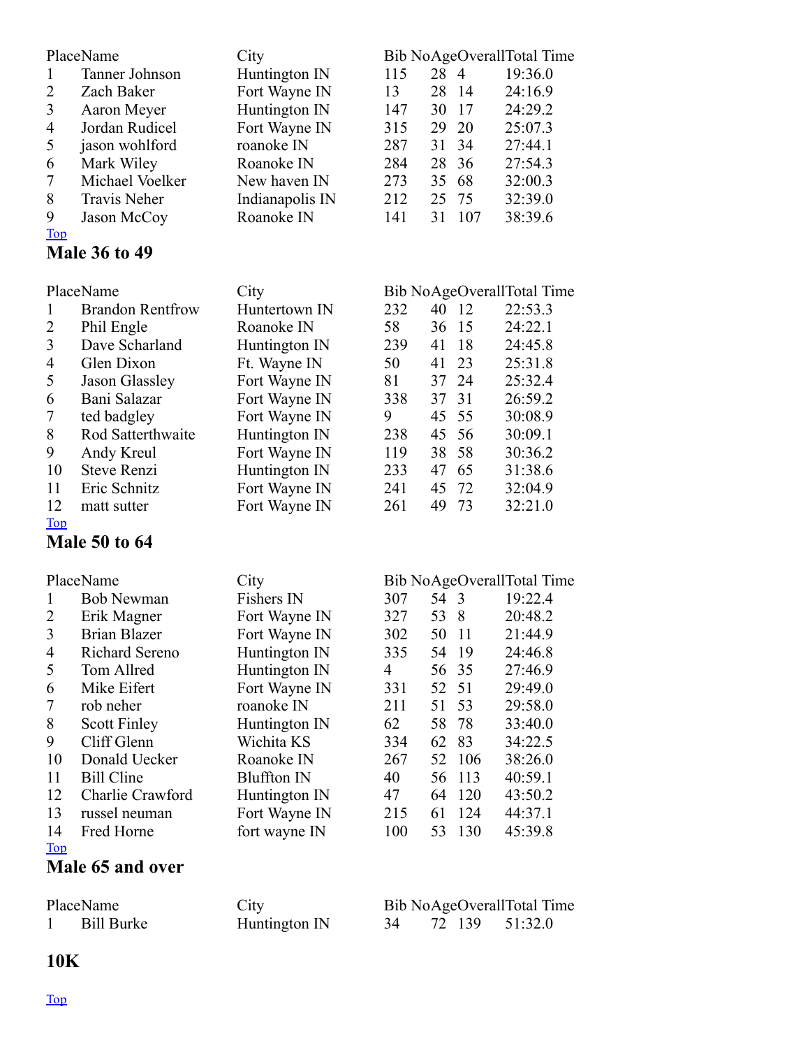| Place | Name | City | Bib No | Age | Overall | Total Time |
|---|---|---|---|---|---|---|
| 1 | Tanner Johnson | Huntington IN | 115 | 28 | 4 | 19:36.0 |
| 2 | Zach Baker | Fort Wayne IN | 13 | 28 | 14 | 24:16.9 |
| 3 | Aaron Meyer | Huntington IN | 147 | 30 | 17 | 24:29.2 |
| 4 | Jordan Rudicel | Fort Wayne IN | 315 | 29 | 20 | 25:07.3 |
| 5 | jason wohlford | roanoke IN | 287 | 31 | 34 | 27:44.1 |
| 6 | Mark Wiley | Roanoke IN | 284 | 28 | 36 | 27:54.3 |
| 7 | Michael Voelker | New haven IN | 273 | 35 | 68 | 32:00.3 |
| 8 | Travis Neher | Indianapolis IN | 212 | 25 | 75 | 32:39.0 |
| 9 | Jason McCoy | Roanoke IN | 141 | 31 | 107 | 38:39.6 |

Top

### Male 36 to 49

| Place | Name | City | Bib No | Age | Overall | Total Time |
|---|---|---|---|---|---|---|
| 1 | Brandon Rentfrow | Huntertown IN | 232 | 40 | 12 | 22:53.3 |
| 2 | Phil Engle | Roanoke IN | 58 | 36 | 15 | 24:22.1 |
| 3 | Dave Scharland | Huntington IN | 239 | 41 | 18 | 24:45.8 |
| 4 | Glen Dixon | Ft. Wayne IN | 50 | 41 | 23 | 25:31.8 |
| 5 | Jason Glassley | Fort Wayne IN | 81 | 37 | 24 | 25:32.4 |
| 6 | Bani Salazar | Fort Wayne IN | 338 | 37 | 31 | 26:59.2 |
| 7 | ted badgley | Fort Wayne IN | 9 | 45 | 55 | 30:08.9 |
| 8 | Rod Satterthwaite | Huntington IN | 238 | 45 | 56 | 30:09.1 |
| 9 | Andy Kreul | Fort Wayne IN | 119 | 38 | 58 | 30:36.2 |
| 10 | Steve Renzi | Huntington IN | 233 | 47 | 65 | 31:38.6 |
| 11 | Eric Schnitz | Fort Wayne IN | 241 | 45 | 72 | 32:04.9 |
| 12 | matt sutter | Fort Wayne IN | 261 | 49 | 73 | 32:21.0 |

Top

### Male 50 to 64

| Place | Name | City | Bib No | Age | Overall | Total Time |
|---|---|---|---|---|---|---|
| 1 | Bob Newman | Fishers IN | 307 | 54 | 3 | 19:22.4 |
| 2 | Erik Magner | Fort Wayne IN | 327 | 53 | 8 | 20:48.2 |
| 3 | Brian Blazer | Fort Wayne IN | 302 | 50 | 11 | 21:44.9 |
| 4 | Richard Sereno | Huntington IN | 335 | 54 | 19 | 24:46.8 |
| 5 | Tom Allred | Huntington IN | 4 | 56 | 35 | 27:46.9 |
| 6 | Mike Eifert | Fort Wayne IN | 331 | 52 | 51 | 29:49.0 |
| 7 | rob neher | roanoke IN | 211 | 51 | 53 | 29:58.0 |
| 8 | Scott Finley | Huntington IN | 62 | 58 | 78 | 33:40.0 |
| 9 | Cliff Glenn | Wichita KS | 334 | 62 | 83 | 34:22.5 |
| 10 | Donald Uecker | Roanoke IN | 267 | 52 | 106 | 38:26.0 |
| 11 | Bill Cline | Bluffton IN | 40 | 56 | 113 | 40:59.1 |
| 12 | Charlie Crawford | Huntington IN | 47 | 64 | 120 | 43:50.2 |
| 13 | russel neuman | Fort Wayne IN | 215 | 61 | 124 | 44:37.1 |
| 14 | Fred Horne | fort wayne IN | 100 | 53 | 130 | 45:39.8 |

Top

### Male 65 and over

| Place | Name | City | Bib No | Age | Overall | Total Time |
|---|---|---|---|---|---|---|
| 1 | Bill Burke | Huntington IN | 34 | 72 | 139 | 51:32.0 |

## 10K

Top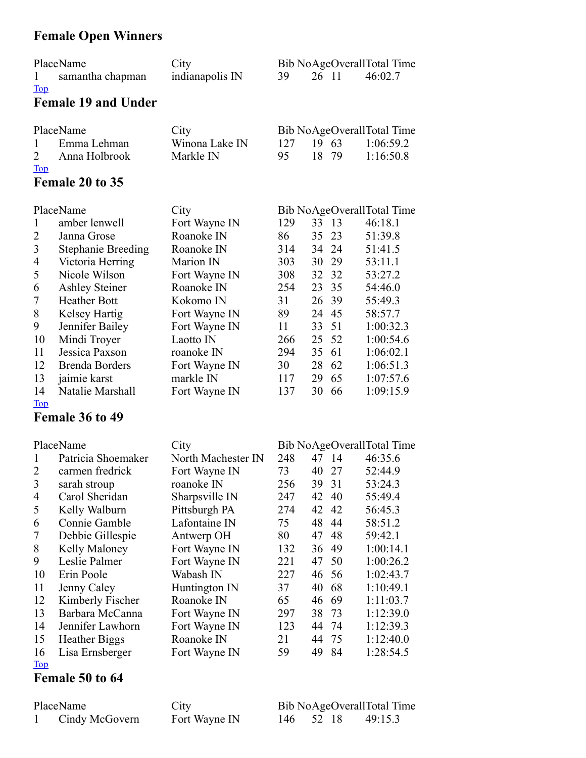## Female Open Winners

| Place | Name | City | Bib No | Age | Overall | Total Time |
|---|---|---|---|---|---|---|
| 1 | samantha chapman | indianapolis IN | 39 | 26 | 11 | 46:02.7 |

Top

## Female 19 and Under

| Place | Name | City | Bib No | Age | Overall | Total Time |
|---|---|---|---|---|---|---|
| 1 | Emma Lehman | Winona Lake IN | 127 | 19 | 63 | 1:06:59.2 |
| 2 | Anna Holbrook | Markle IN | 95 | 18 | 79 | 1:16:50.8 |

Top

## Female 20 to 35

| Place | Name | City | Bib No | Age | Overall | Total Time |
|---|---|---|---|---|---|---|
| 1 | amber lenwell | Fort Wayne IN | 129 | 33 | 13 | 46:18.1 |
| 2 | Janna Grose | Roanoke IN | 86 | 35 | 23 | 51:39.8 |
| 3 | Stephanie Breeding | Roanoke IN | 314 | 34 | 24 | 51:41.5 |
| 4 | Victoria Herring | Marion IN | 303 | 30 | 29 | 53:11.1 |
| 5 | Nicole Wilson | Fort Wayne IN | 308 | 32 | 32 | 53:27.2 |
| 6 | Ashley Steiner | Roanoke IN | 254 | 23 | 35 | 54:46.0 |
| 7 | Heather Bott | Kokomo IN | 31 | 26 | 39 | 55:49.3 |
| 8 | Kelsey Hartig | Fort Wayne IN | 89 | 24 | 45 | 58:57.7 |
| 9 | Jennifer Bailey | Fort Wayne IN | 11 | 33 | 51 | 1:00:32.3 |
| 10 | Mindi Troyer | Laotto IN | 266 | 25 | 52 | 1:00:54.6 |
| 11 | Jessica Paxson | roanoke IN | 294 | 35 | 61 | 1:06:02.1 |
| 12 | Brenda Borders | Fort Wayne IN | 30 | 28 | 62 | 1:06:51.3 |
| 13 | jaimie karst | markle IN | 117 | 29 | 65 | 1:07:57.6 |
| 14 | Natalie Marshall | Fort Wayne IN | 137 | 30 | 66 | 1:09:15.9 |

Top

## Female 36 to 49

| Place | Name | City | Bib No | Age | Overall | Total Time |
|---|---|---|---|---|---|---|
| 1 | Patricia Shoemaker | North Machester IN | 248 | 47 | 14 | 46:35.6 |
| 2 | carmen fredrick | Fort Wayne IN | 73 | 40 | 27 | 52:44.9 |
| 3 | sarah stroup | roanoke IN | 256 | 39 | 31 | 53:24.3 |
| 4 | Carol Sheridan | Sharpsville IN | 247 | 42 | 40 | 55:49.4 |
| 5 | Kelly Walburn | Pittsburgh PA | 274 | 42 | 42 | 56:45.3 |
| 6 | Connie Gamble | Lafontaine IN | 75 | 48 | 44 | 58:51.2 |
| 7 | Debbie Gillespie | Antwerp OH | 80 | 47 | 48 | 59:42.1 |
| 8 | Kelly Maloney | Fort Wayne IN | 132 | 36 | 49 | 1:00:14.1 |
| 9 | Leslie Palmer | Fort Wayne IN | 221 | 47 | 50 | 1:00:26.2 |
| 10 | Erin Poole | Wabash IN | 227 | 46 | 56 | 1:02:43.7 |
| 11 | Jenny Caley | Huntington IN | 37 | 40 | 68 | 1:10:49.1 |
| 12 | Kimberly Fischer | Roanoke IN | 65 | 46 | 69 | 1:11:03.7 |
| 13 | Barbara McCanna | Fort Wayne IN | 297 | 38 | 73 | 1:12:39.0 |
| 14 | Jennifer Lawhorn | Fort Wayne IN | 123 | 44 | 74 | 1:12:39.3 |
| 15 | Heather Biggs | Roanoke IN | 21 | 44 | 75 | 1:12:40.0 |
| 16 | Lisa Ernsberger | Fort Wayne IN | 59 | 49 | 84 | 1:28:54.5 |

Top

## Female 50 to 64

| Place | Name | City | Bib No | Age | Overall | Total Time |
|---|---|---|---|---|---|---|
| 1 | Cindy McGovern | Fort Wayne IN | 146 | 52 | 18 | 49:15.3 |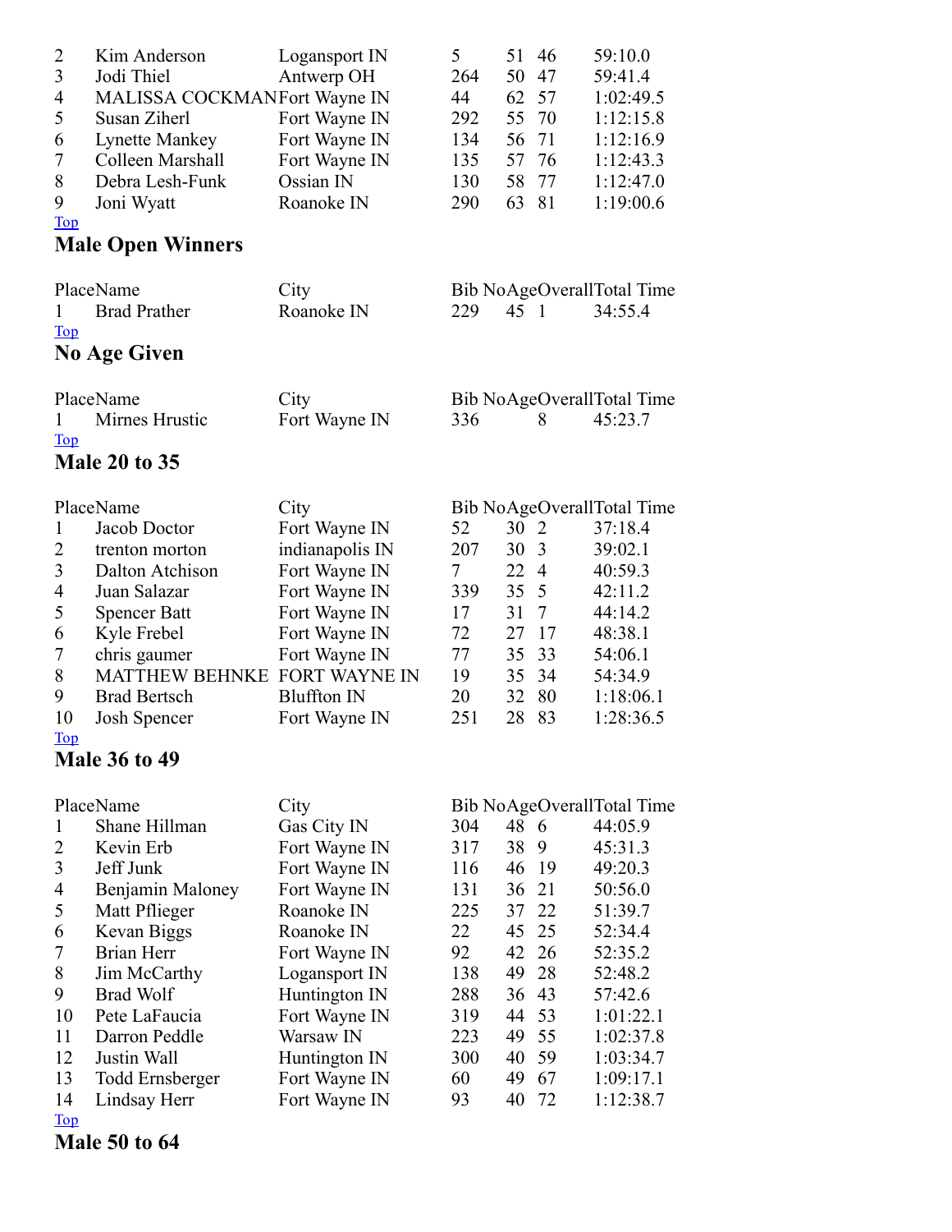| | | | | | | |
|---|---|---|---|---|---|---|
| 2 | Kim Anderson | Logansport IN | 5 | 51 | 46 | 59:10.0 |
| 3 | Jodi Thiel | Antwerp OH | 264 | 50 | 47 | 59:41.4 |
| 4 | MALISSA COCKMAN | Fort Wayne IN | 44 | 62 | 57 | 1:02:49.5 |
| 5 | Susan Ziherl | Fort Wayne IN | 292 | 55 | 70 | 1:12:15.8 |
| 6 | Lynette Mankey | Fort Wayne IN | 134 | 56 | 71 | 1:12:16.9 |
| 7 | Colleen Marshall | Fort Wayne IN | 135 | 57 | 76 | 1:12:43.3 |
| 8 | Debra Lesh-Funk | Ossian IN | 130 | 58 | 77 | 1:12:47.0 |
| 9 | Joni Wyatt | Roanoke IN | 290 | 63 | 81 | 1:19:00.6 |

Top

## Male Open Winners

| Place | Name | City | Bib No | Age | Overall | Total Time |
|---|---|---|---|---|---|---|
| 1 | Brad Prather | Roanoke IN | 229 | 45 | 1 | 34:55.4 |

Top

## No Age Given

| Place | Name | City | Bib No | Age | Overall | Total Time |
|---|---|---|---|---|---|---|
| 1 | Mirnes Hrustic | Fort Wayne IN | 336 | | 8 | 45:23.7 |

Top

## Male 20 to 35

| Place | Name | City | Bib No | Age | Overall | Total Time |
|---|---|---|---|---|---|---|
| 1 | Jacob Doctor | Fort Wayne IN | 52 | 30 | 2 | 37:18.4 |
| 2 | trenton morton | indianapolis IN | 207 | 30 | 3 | 39:02.1 |
| 3 | Dalton Atchison | Fort Wayne IN | 7 | 22 | 4 | 40:59.3 |
| 4 | Juan Salazar | Fort Wayne IN | 339 | 35 | 5 | 42:11.2 |
| 5 | Spencer Batt | Fort Wayne IN | 17 | 31 | 7 | 44:14.2 |
| 6 | Kyle Frebel | Fort Wayne IN | 72 | 27 | 17 | 48:38.1 |
| 7 | chris gaumer | Fort Wayne IN | 77 | 35 | 33 | 54:06.1 |
| 8 | MATTHEW BEHNKE | FORT WAYNE IN | 19 | 35 | 34 | 54:34.9 |
| 9 | Brad Bertsch | Bluffton IN | 20 | 32 | 80 | 1:18:06.1 |
| 10 | Josh Spencer | Fort Wayne IN | 251 | 28 | 83 | 1:28:36.5 |

Top

## Male 36 to 49

| Place | Name | City | Bib No | Age | Overall | Total Time |
|---|---|---|---|---|---|---|
| 1 | Shane Hillman | Gas City IN | 304 | 48 | 6 | 44:05.9 |
| 2 | Kevin Erb | Fort Wayne IN | 317 | 38 | 9 | 45:31.3 |
| 3 | Jeff Junk | Fort Wayne IN | 116 | 46 | 19 | 49:20.3 |
| 4 | Benjamin Maloney | Fort Wayne IN | 131 | 36 | 21 | 50:56.0 |
| 5 | Matt Pflieger | Roanoke IN | 225 | 37 | 22 | 51:39.7 |
| 6 | Kevan Biggs | Roanoke IN | 22 | 45 | 25 | 52:34.4 |
| 7 | Brian Herr | Fort Wayne IN | 92 | 42 | 26 | 52:35.2 |
| 8 | Jim McCarthy | Logansport IN | 138 | 49 | 28 | 52:48.2 |
| 9 | Brad Wolf | Huntington IN | 288 | 36 | 43 | 57:42.6 |
| 10 | Pete LaFaucia | Fort Wayne IN | 319 | 44 | 53 | 1:01:22.1 |
| 11 | Darron Peddle | Warsaw IN | 223 | 49 | 55 | 1:02:37.8 |
| 12 | Justin Wall | Huntington IN | 300 | 40 | 59 | 1:03:34.7 |
| 13 | Todd Ernsberger | Fort Wayne IN | 60 | 49 | 67 | 1:09:17.1 |
| 14 | Lindsay Herr | Fort Wayne IN | 93 | 40 | 72 | 1:12:38.7 |

Top

## Male 50 to 64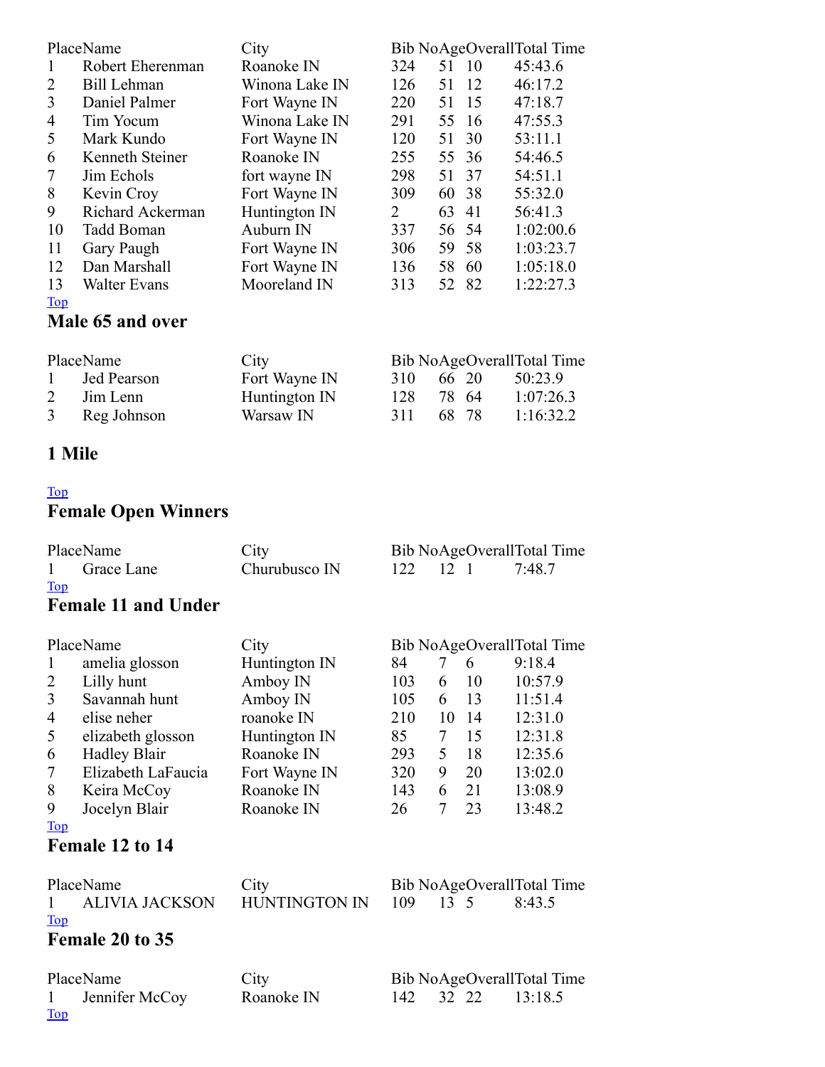| Place | Name | City | Bib No | Age | Overall | Total Time |
|---|---|---|---|---|---|---|
| 1 | Robert Eherenman | Roanoke IN | 324 | 51 | 10 | 45:43.6 |
| 2 | Bill Lehman | Winona Lake IN | 126 | 51 | 12 | 46:17.2 |
| 3 | Daniel Palmer | Fort Wayne IN | 220 | 51 | 15 | 47:18.7 |
| 4 | Tim Yocum | Winona Lake IN | 291 | 55 | 16 | 47:55.3 |
| 5 | Mark Kundo | Fort Wayne IN | 120 | 51 | 30 | 53:11.1 |
| 6 | Kenneth Steiner | Roanoke IN | 255 | 55 | 36 | 54:46.5 |
| 7 | Jim Echols | fort wayne IN | 298 | 51 | 37 | 54:51.1 |
| 8 | Kevin Croy | Fort Wayne IN | 309 | 60 | 38 | 55:32.0 |
| 9 | Richard Ackerman | Huntington IN | 2 | 63 | 41 | 56:41.3 |
| 10 | Tadd Boman | Auburn IN | 337 | 56 | 54 | 1:02:00.6 |
| 11 | Gary Paugh | Fort Wayne IN | 306 | 59 | 58 | 1:03:23.7 |
| 12 | Dan Marshall | Fort Wayne IN | 136 | 58 | 60 | 1:05:18.0 |
| 13 | Walter Evans | Mooreland IN | 313 | 52 | 82 | 1:22:27.3 |

Top

## Male 65 and over

| Place | Name | City | Bib No | Age | Overall | Total Time |
|---|---|---|---|---|---|---|
| 1 | Jed Pearson | Fort Wayne IN | 310 | 66 | 20 | 50:23.9 |
| 2 | Jim Lenn | Huntington IN | 128 | 78 | 64 | 1:07:26.3 |
| 3 | Reg Johnson | Warsaw IN | 311 | 68 | 78 | 1:16:32.2 |

## 1 Mile

Top

## Female Open Winners

| Place | Name | City | Bib No | Age | Overall | Total Time |
|---|---|---|---|---|---|---|
| 1 | Grace Lane | Churubusco IN | 122 | 12 | 1 | 7:48.7 |

Top

## Female 11 and Under

| Place | Name | City | Bib No | Age | Overall | Total Time |
|---|---|---|---|---|---|---|
| 1 | amelia glosson | Huntington IN | 84 | 7 | 6 | 9:18.4 |
| 2 | Lilly hunt | Amboy IN | 103 | 6 | 10 | 10:57.9 |
| 3 | Savannah hunt | Amboy IN | 105 | 6 | 13 | 11:51.4 |
| 4 | elise neher | roanoke IN | 210 | 10 | 14 | 12:31.0 |
| 5 | elizabeth glosson | Huntington IN | 85 | 7 | 15 | 12:31.8 |
| 6 | Hadley Blair | Roanoke IN | 293 | 5 | 18 | 12:35.6 |
| 7 | Elizabeth LaFaucia | Fort Wayne IN | 320 | 9 | 20 | 13:02.0 |
| 8 | Keira McCoy | Roanoke IN | 143 | 6 | 21 | 13:08.9 |
| 9 | Jocelyn Blair | Roanoke IN | 26 | 7 | 23 | 13:48.2 |

Top

## Female 12 to 14

| Place | Name | City | Bib No | Age | Overall | Total Time |
|---|---|---|---|---|---|---|
| 1 | ALIVIA JACKSON | HUNTINGTON IN | 109 | 13 | 5 | 8:43.5 |

Top

## Female 20 to 35

| Place | Name | City | Bib No | Age | Overall | Total Time |
|---|---|---|---|---|---|---|
| 1 | Jennifer McCoy | Roanoke IN | 142 | 32 | 22 | 13:18.5 |

Top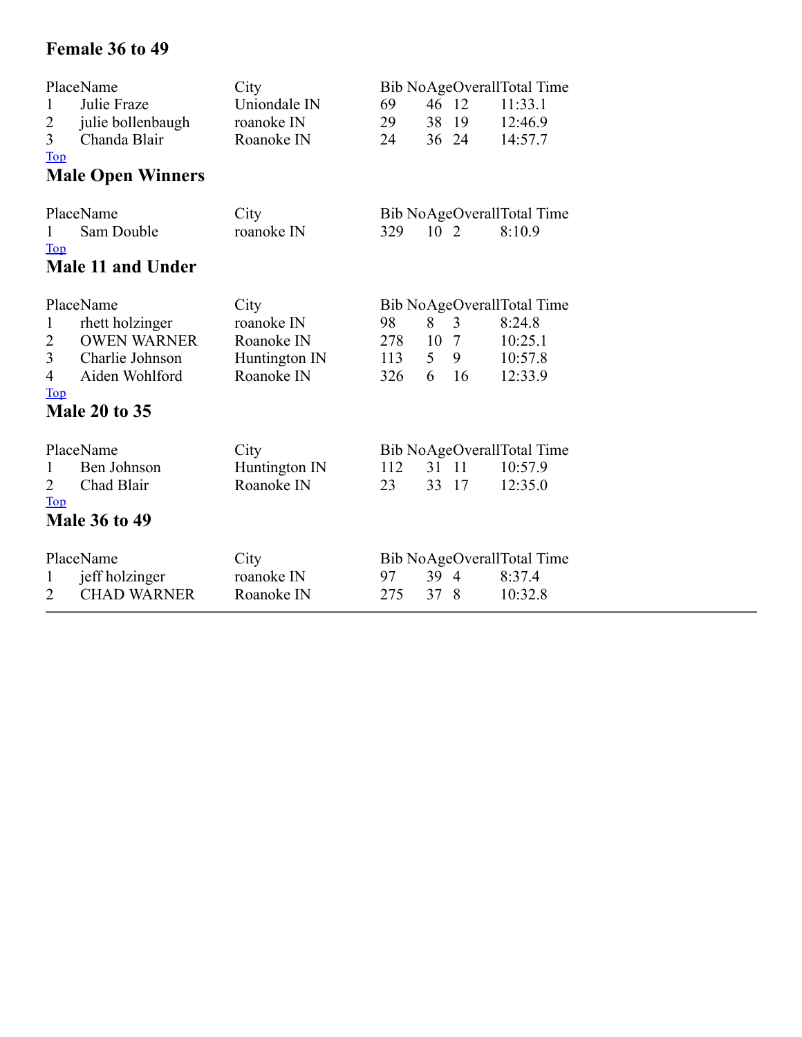### Female 36 to 49

| Place | Name | City | Bib No | Age | Overall | Total Time |
|---|---|---|---|---|---|---|
| 1 | Julie Fraze | Uniondale IN | 69 | 46 | 12 | 11:33.1 |
| 2 | julie bollenbaugh | roanoke IN | 29 | 38 | 19 | 12:46.9 |
| 3 | Chanda Blair | Roanoke IN | 24 | 36 | 24 | 14:57.7 |

Top

### Male Open Winners

| Place | Name | City | Bib No | Age | Overall | Total Time |
|---|---|---|---|---|---|---|
| 1 | Sam Double | roanoke IN | 329 | 10 | 2 | 8:10.9 |

Top

### Male 11 and Under

| Place | Name | City | Bib No | Age | Overall | Total Time |
|---|---|---|---|---|---|---|
| 1 | rhett holzinger | roanoke IN | 98 | 8 | 3 | 8:24.8 |
| 2 | OWEN WARNER | Roanoke IN | 278 | 10 | 7 | 10:25.1 |
| 3 | Charlie Johnson | Huntington IN | 113 | 5 | 9 | 10:57.8 |
| 4 | Aiden Wohlford | Roanoke IN | 326 | 6 | 16 | 12:33.9 |

Top

### Male 20 to 35

| Place | Name | City | Bib No | Age | Overall | Total Time |
|---|---|---|---|---|---|---|
| 1 | Ben Johnson | Huntington IN | 112 | 31 | 11 | 10:57.9 |
| 2 | Chad Blair | Roanoke IN | 23 | 33 | 17 | 12:35.0 |

Top

### Male 36 to 49

| Place | Name | City | Bib No | Age | Overall | Total Time |
|---|---|---|---|---|---|---|
| 1 | jeff holzinger | roanoke IN | 97 | 39 | 4 | 8:37.4 |
| 2 | CHAD WARNER | Roanoke IN | 275 | 37 | 8 | 10:32.8 |

---